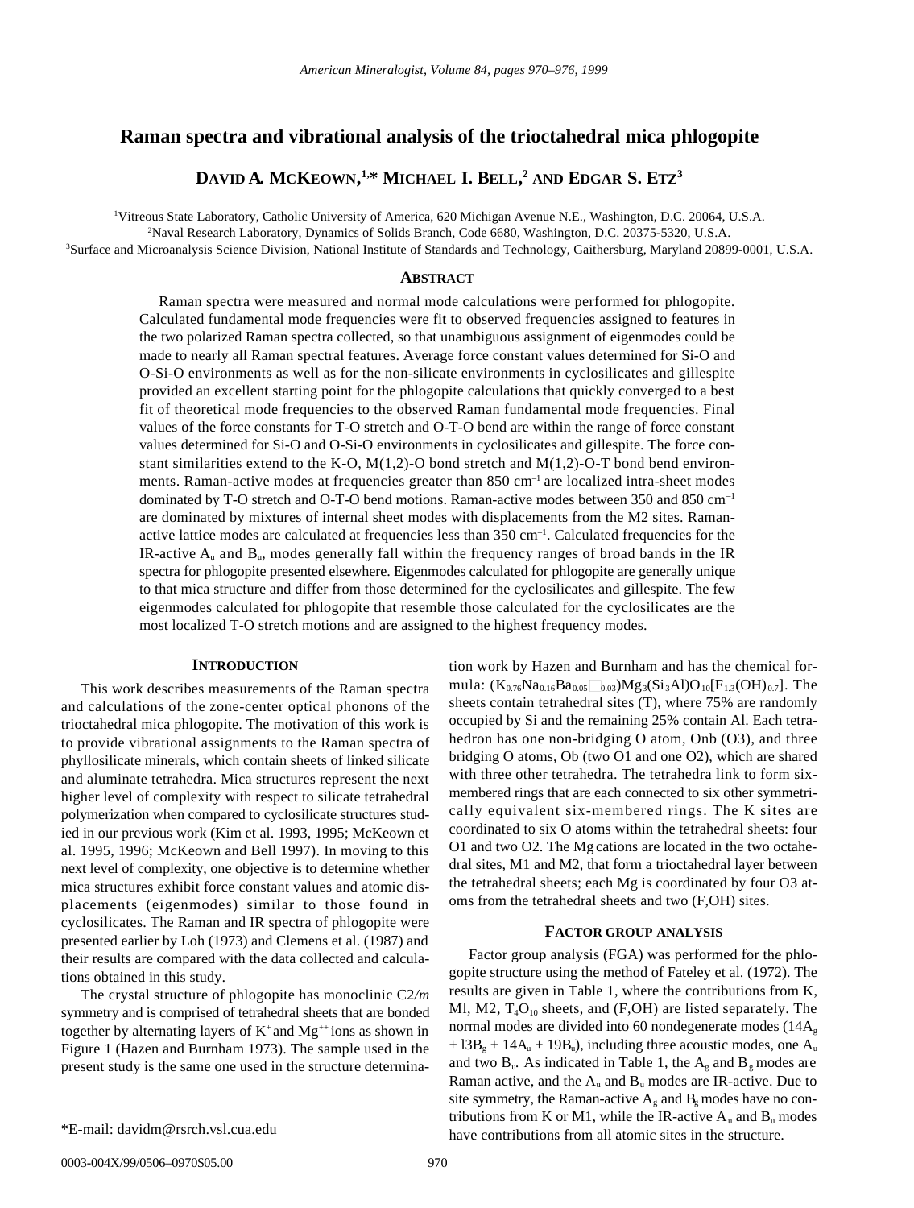# Raman spectra and vibrational analysis of the trioctahedral mica phlogopite

**DAVID A. MCKEOWN,[1,*] MICHAEL I. BELL,[2] AND EDGAR S. ETZ[3]**

[1]Vitreous State Laboratory, Catholic University of America, 620 Michigan Avenue N.E., Washington, D.C. 20064, U.S.A.
[2]Naval Research Laboratory, Dynamics of Solids Branch, Code 6680, Washington, D.C. 20375-5320, U.S.A.
[3]Surface and Microanalysis Science Division, National Institute of Standards and Technology, Gaithersburg, Maryland 20899-0001, U.S.A.

## ABSTRACT

Raman spectra were measured and normal mode calculations were performed for phlogopite. Calculated fundamental mode frequencies were fit to observed frequencies assigned to features in the two polarized Raman spectra collected, so that unambiguous assignment of eigenmodes could be made to nearly all Raman spectral features. Average force constant values determined for Si-O and O-Si-O environments as well as for the non-silicate environments in cyclosilicates and gillespite provided an excellent starting point for the phlogopite calculations that quickly converged to a best fit of theoretical mode frequencies to the observed Raman fundamental mode frequencies. Final values of the force constants for T-O stretch and O-T-O bend are within the range of force constant values determined for Si-O and O-Si-O environments in cyclosilicates and gillespite. The force constant similarities extend to the K-O, M(1,2)-O bond stretch and M(1,2)-O-T bond bend environments. Raman-active modes at frequencies greater than 850 $cm^{-1}$ are localized intra-sheet modes dominated by T-O stretch and O-T-O bend motions. Raman-active modes between 350 and 850 $cm^{-1}$ are dominated by mixtures of internal sheet modes with displacements from the M2 sites. Raman-active lattice modes are calculated at frequencies less than 350 $cm^{-1}$. Calculated frequencies for the IR-active $A_u$ and $B_u$, modes generally fall within the frequency ranges of broad bands in the IR spectra for phlogopite presented elsewhere. Eigenmodes calculated for phlogopite are generally unique to that mica structure and differ from those determined for the cyclosilicates and gillespite. The few eigenmodes calculated for phlogopite that resemble those calculated for the cyclosilicates are the most localized T-O stretch motions and are assigned to the highest frequency modes.

## INTRODUCTION

This work describes measurements of the Raman spectra and calculations of the zone-center optical phonons of the trioctahedral mica phlogopite. The motivation of this work is to provide vibrational assignments to the Raman spectra of phyllosilicate minerals, which contain sheets of linked silicate and aluminate tetrahedra. Mica structures represent the next higher level of complexity with respect to silicate tetrahedral polymerization when compared to cyclosilicate structures studied in our previous work (Kim et al. 1993, 1995; McKeown et al. 1995, 1996; McKeown and Bell 1997). In moving to this next level of complexity, one objective is to determine whether mica structures exhibit force constant values and atomic displacements (eigenmodes) similar to those found in cyclosilicates. The Raman and IR spectra of phlogopite were presented earlier by Loh (1973) and Clemens et al. (1987) and their results are compared with the data collected and calculations obtained in this study.

The crystal structure of phlogopite has monoclinic *C*2/*m* symmetry and is comprised of tetrahedral sheets that are bonded together by alternating layers of $K^+$ and $Mg^{++}$ ions as shown in Figure 1 (Hazen and Burnham 1973). The sample used in the present study is the same one used in the structure determination work by Hazen and Burnham and has the chemical formula: $(K_{0.76}Na_{0.16}Ba_{0.05}\square_{0.03})Mg_3(Si_3Al)O_{10}[F_{1.3}(OH)_{0.7}]$. The sheets contain tetrahedral sites (T), where 75% are randomly occupied by Si and the remaining 25% contain Al. Each tetrahedron has one non-bridging O atom, Onb (O3), and three bridging O atoms, Ob (two O1 and one O2), which are shared with three other tetrahedra. The tetrahedra link to form six-membered rings that are each connected to six other symmetrically equivalent six-membered rings. The K sites are coordinated to six O atoms within the tetrahedral sheets: four O1 and two O2. The Mg cations are located in the two octahedral sites, M1 and M2, that form a trioctahedral layer between the tetrahedral sheets; each Mg is coordinated by four O3 atoms from the tetrahedral sheets and two (F,OH) sites.

## FACTOR GROUP ANALYSIS

Factor group analysis (FGA) was performed for the phlogopite structure using the method of Fateley et al. (1972). The results are given in Table 1, where the contributions from K, Ml, M2, $T_4O_{10}$ sheets, and (F,OH) are listed separately. The normal modes are divided into 60 nondegenerate modes ($14A_g + 13B_g + 14A_u + 19B_u$), including three acoustic modes, one $A_u$ and two $B_u$. As indicated in Table 1, the $A_g$ and $B_g$ modes are Raman active, and the $A_u$ and $B_u$ modes are IR-active. Due to site symmetry, the Raman-active $A_g$ and $B_g$ modes have no contributions from K or M1, while the IR-active $A_u$ and $B_u$ modes have contributions from all atomic sites in the structure.

*E-mail: davidm@rsrch.vsl.cua.edu

0003-004X/99/0506–0970$05.00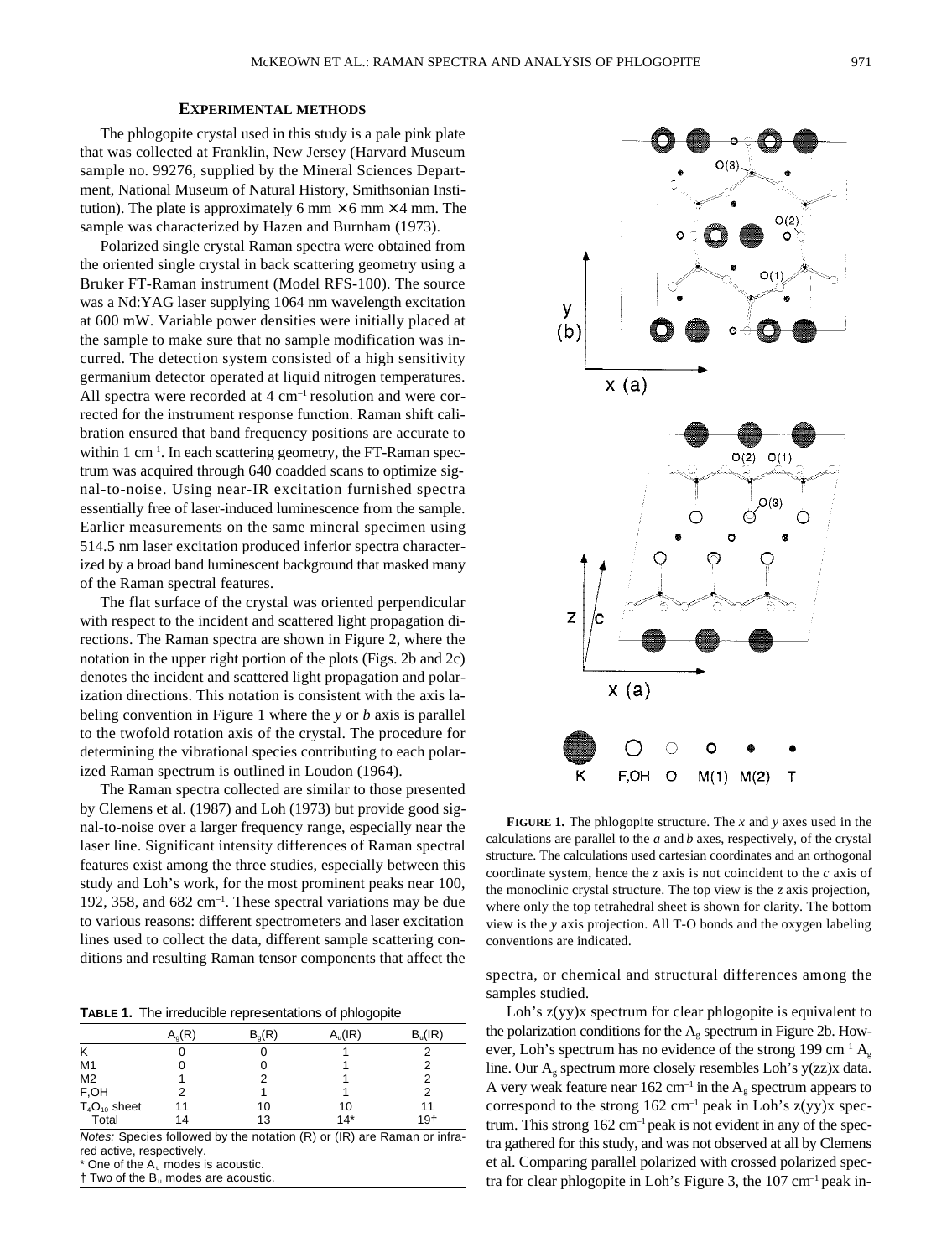## EXPERIMENTAL METHODS

The phlogopite crystal used in this study is a pale pink plate that was collected at Franklin, New Jersey (Harvard Museum sample no. 99276, supplied by the Mineral Sciences Department, National Museum of Natural History, Smithsonian Institution). The plate is approximately 6 mm × 6 mm × 4 mm. The sample was characterized by Hazen and Burnham (1973).

Polarized single crystal Raman spectra were obtained from the oriented single crystal in back scattering geometry using a Bruker FT-Raman instrument (Model RFS-100). The source was a Nd:YAG laser supplying 1064 nm wavelength excitation at 600 mW. Variable power densities were initially placed at the sample to make sure that no sample modification was incurred. The detection system consisted of a high sensitivity germanium detector operated at liquid nitrogen temperatures. All spectra were recorded at 4 $cm^{-1}$ resolution and were corrected for the instrument response function. Raman shift calibration ensured that band frequency positions are accurate to within 1 $cm^{-1}$. In each scattering geometry, the FT-Raman spectrum was acquired through 640 coadded scans to optimize signal-to-noise. Using near-IR excitation furnished spectra essentially free of laser-induced luminescence from the sample. Earlier measurements on the same mineral specimen using 514.5 nm laser excitation produced inferior spectra characterized by a broad band luminescent background that masked many of the Raman spectral features.

The flat surface of the crystal was oriented perpendicular with respect to the incident and scattered light propagation directions. The Raman spectra are shown in Figure 2, where the notation in the upper right portion of the plots (Figs. 2b and 2c) denotes the incident and scattered light propagation and polarization directions. This notation is consistent with the axis labeling convention in Figure 1 where the *y* or *b* axis is parallel to the twofold rotation axis of the crystal. The procedure for determining the vibrational species contributing to each polarized Raman spectrum is outlined in Loudon (1964).

The Raman spectra collected are similar to those presented by Clemens et al. (1987) and Loh (1973) but provide good signal-to-noise over a larger frequency range, especially near the laser line. Significant intensity differences of Raman spectral features exist among the three studies, especially between this study and Loh's work, for the most prominent peaks near 100, 192, 358, and 682 $cm^{-1}$. These spectral variations may be due to various reasons: different spectrometers and laser excitation lines used to collect the data, different sample scattering conditions and resulting Raman tensor components that affect the spectra, or chemical and structural differences among the samples studied.

**FIGURE 1.** The phlogopite structure. The *x* and *y* axes used in the calculations are parallel to the *a* and *b* axes, respectively, of the crystal structure. The calculations used cartesian coordinates and an orthogonal coordinate system, hence the *z* axis is not coincident to the *c* axis of the monoclinic crystal structure. The top view is the *z* axis projection, where only the top tetrahedral sheet is shown for clarity. The bottom view is the *y* axis projection. All T-O bonds and the oxygen labeling conventions are indicated.

**TABLE 1.** The irreducible representations of phlogopite

| | $A_g$(R) | $B_g$(R) | $A_u$(IR) | $B_u$(IR) |
|---|---|---|---|---|
| K | 0 | 0 | 1 | 2 |
| M1 | 0 | 0 | 1 | 2 |
| M2 | 1 | 2 | 1 | 2 |
| F,OH | 2 | 1 | 1 | 2 |
| $T_4O_{10}$ sheet | 11 | 10 | 10 | 11 |
| Total | 14 | 13 | 14* | 19† |

*Notes:* Species followed by the notation (R) or (IR) are Raman or infrared active, respectively.
* One of the $A_u$ modes is acoustic.
† Two of the $B_u$ modes are acoustic.

Loh's z(yy)x spectrum for clear phlogopite is equivalent to the polarization conditions for the $A_g$ spectrum in Figure 2b. However, Loh's spectrum has no evidence of the strong 199 $cm^{-1}$ $A_g$ line. Our $A_g$ spectrum more closely resembles Loh's y(zz)x data. A very weak feature near 162 $cm^{-1}$ in the $A_g$ spectrum appears to correspond to the strong 162 $cm^{-1}$ peak in Loh's z(yy)x spectrum. This strong 162 $cm^{-1}$ peak is not evident in any of the spectra gathered for this study, and was not observed at all by Clemens et al. Comparing parallel polarized with crossed polarized spectra for clear phlogopite in Loh's Figure 3, the 107 $cm^{-1}$ peak in-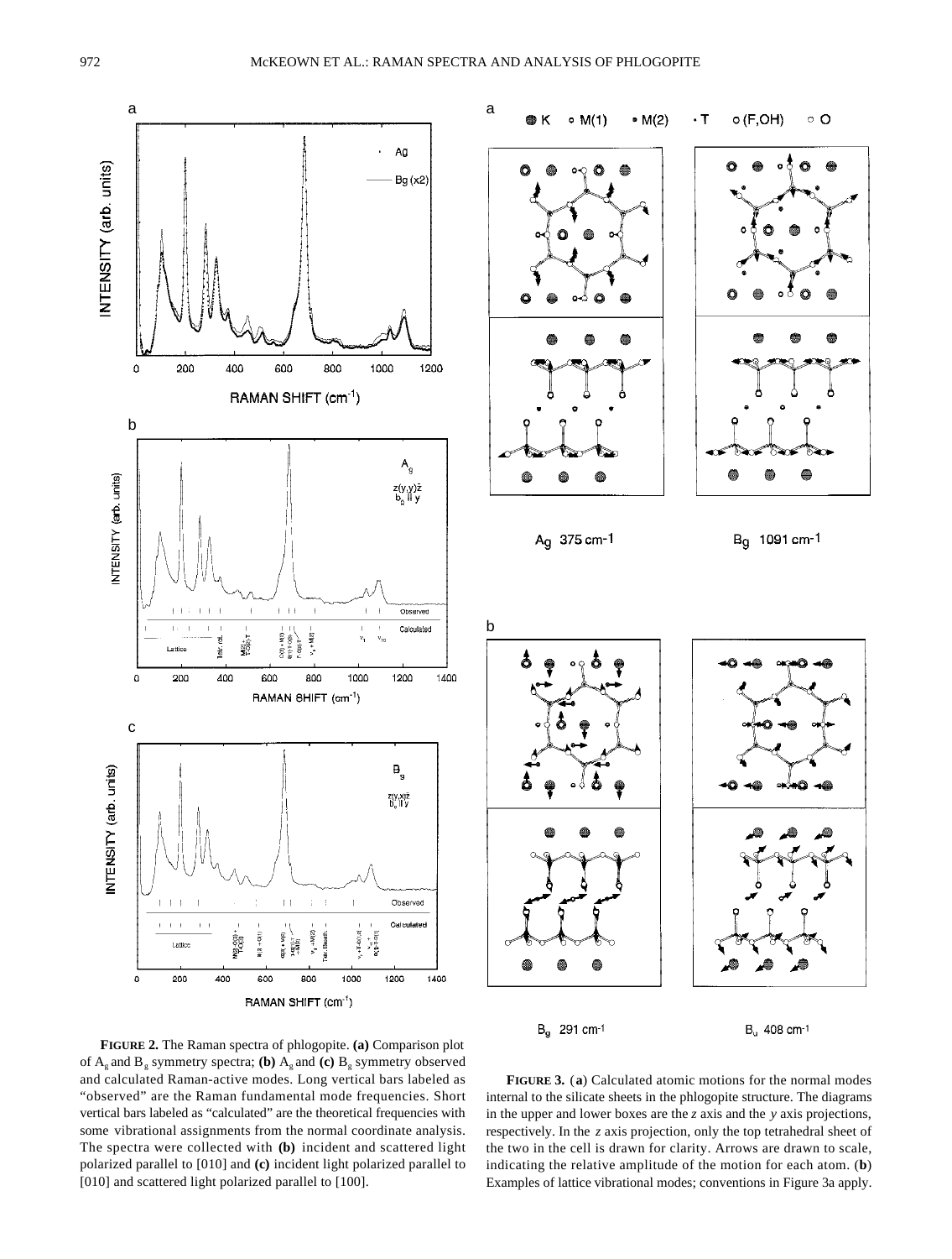**FIGURE 2.** The Raman spectra of phlogopite. **(a)** Comparison plot of $A_g$ and $B_g$ symmetry spectra; **(b)** $A_g$ and **(c)** $B_g$ symmetry observed and calculated Raman-active modes. Long vertical bars labeled as "observed" are the Raman fundamental mode frequencies. Short vertical bars labeled as "calculated" are the theoretical frequencies with some vibrational assignments from the normal coordinate analysis. The spectra were collected with **(b)** incident and scattered light polarized parallel to [010] and **(c)** incident light polarized parallel to [010] and scattered light polarized parallel to [100].

**FIGURE 3.** (**a**) Calculated atomic motions for the normal modes internal to the silicate sheets in the phlogopite structure. The diagrams in the upper and lower boxes are the *z* axis and the *y* axis projections, respectively. In the *z* axis projection, only the top tetrahedral sheet of the two in the cell is drawn for clarity. Arrows are drawn to scale, indicating the relative amplitude of the motion for each atom. (**b**) Examples of lattice vibrational modes; conventions in Figure 3a apply.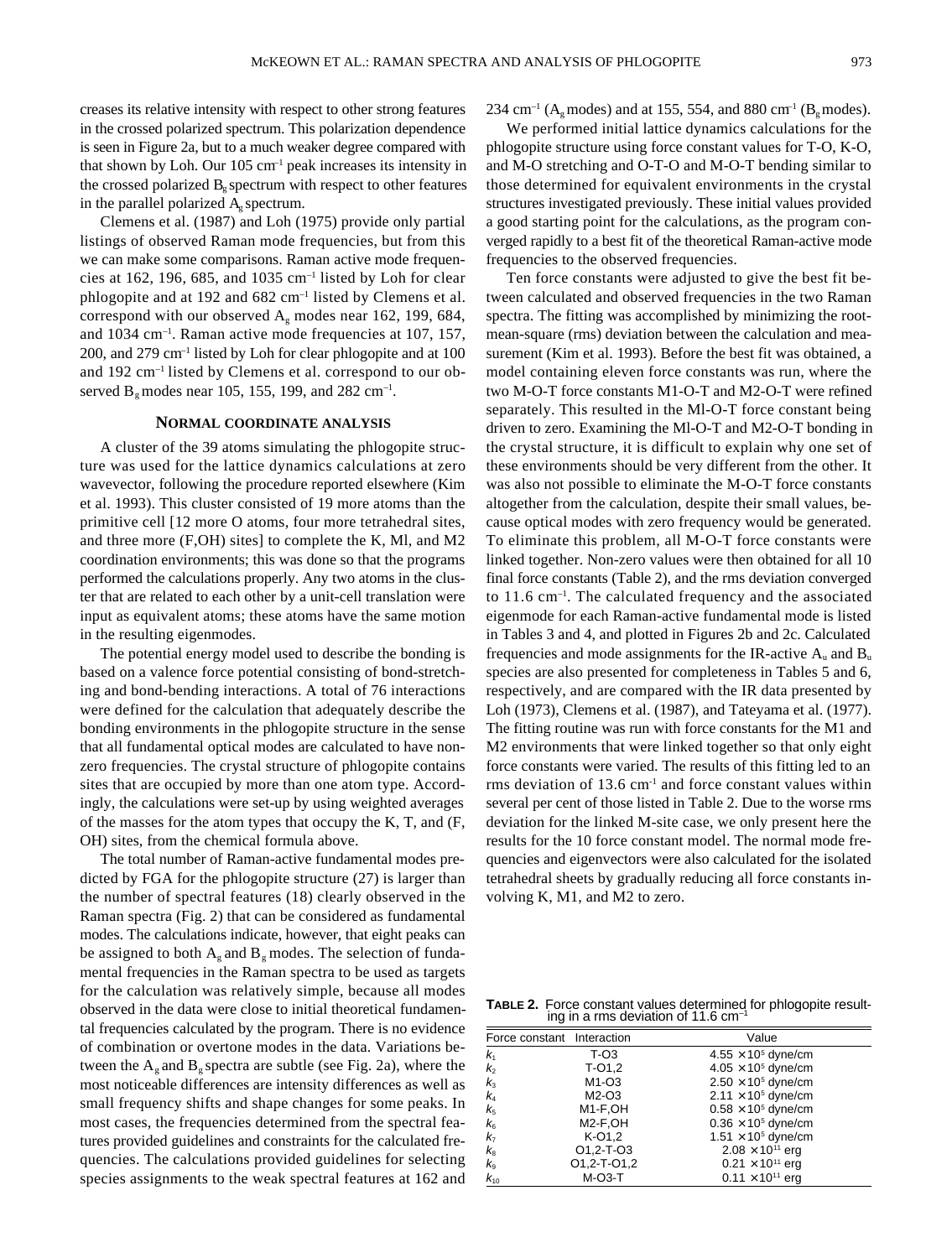creases its relative intensity with respect to other strong features in the crossed polarized spectrum. This polarization dependence is seen in Figure 2a, but to a much weaker degree compared with that shown by Loh. Our 105 cm$^{-1}$ peak increases its intensity in the crossed polarized $B_g$ spectrum with respect to other features in the parallel polarized $A_g$ spectrum.

Clemens et al. (1987) and Loh (1975) provide only partial listings of observed Raman mode frequencies, but from this we can make some comparisons. Raman active mode frequencies at 162, 196, 685, and 1035 cm$^{-1}$ listed by Loh for clear phlogopite and at 192 and 682 cm$^{-1}$ listed by Clemens et al. correspond with our observed $A_g$ modes near 162, 199, 684, and 1034 cm$^{-1}$. Raman active mode frequencies at 107, 157, 200, and 279 cm$^{-1}$ listed by Loh for clear phlogopite and at 100 and 192 cm$^{-1}$ listed by Clemens et al. correspond to our observed $B_g$ modes near 105, 155, 199, and 282 cm$^{-1}$.

## NORMAL COORDINATE ANALYSIS

A cluster of the 39 atoms simulating the phlogopite structure was used for the lattice dynamics calculations at zero wavevector, following the procedure reported elsewhere (Kim et al. 1993). This cluster consisted of 19 more atoms than the primitive cell [12 more O atoms, four more tetrahedral sites, and three more (F,OH) sites] to complete the K, Ml, and M2 coordination environments; this was done so that the programs performed the calculations properly. Any two atoms in the cluster that are related to each other by a unit-cell translation were input as equivalent atoms; these atoms have the same motion in the resulting eigenmodes.

The potential energy model used to describe the bonding is based on a valence force potential consisting of bond-stretching and bond-bending interactions. A total of 76 interactions were defined for the calculation that adequately describe the bonding environments in the phlogopite structure in the sense that all fundamental optical modes are calculated to have nonzero frequencies. The crystal structure of phlogopite contains sites that are occupied by more than one atom type. Accordingly, the calculations were set-up by using weighted averages of the masses for the atom types that occupy the K, T, and (F, OH) sites, from the chemical formula above.

The total number of Raman-active fundamental modes predicted by FGA for the phlogopite structure (27) is larger than the number of spectral features (18) clearly observed in the Raman spectra (Fig. 2) that can be considered as fundamental modes. The calculations indicate, however, that eight peaks can be assigned to both $A_g$ and $B_g$ modes. The selection of fundamental frequencies in the Raman spectra to be used as targets for the calculation was relatively simple, because all modes observed in the data were close to initial theoretical fundamental frequencies calculated by the program. There is no evidence of combination or overtone modes in the data. Variations between the $A_g$ and $B_g$ spectra are subtle (see Fig. 2a), where the most noticeable differences are intensity differences as well as small frequency shifts and shape changes for some peaks. In most cases, the frequencies determined from the spectral features provided guidelines and constraints for the calculated frequencies. The calculations provided guidelines for selecting species assignments to the weak spectral features at 162 and 234 cm$^{-1}$ ($A_g$ modes) and at 155, 554, and 880 cm$^{-1}$ ($B_g$ modes).

We performed initial lattice dynamics calculations for the phlogopite structure using force constant values for T-O, K-O, and M-O stretching and O-T-O and M-O-T bending similar to those determined for equivalent environments in the crystal structures investigated previously. These initial values provided a good starting point for the calculations, as the program converged rapidly to a best fit of the theoretical Raman-active mode frequencies to the observed frequencies.

Ten force constants were adjusted to give the best fit between calculated and observed frequencies in the two Raman spectra. The fitting was accomplished by minimizing the root-mean-square (rms) deviation between the calculation and measurement (Kim et al. 1993). Before the best fit was obtained, a model containing eleven force constants was run, where the two M-O-T force constants M1-O-T and M2-O-T were refined separately. This resulted in the Ml-O-T force constant being driven to zero. Examining the Ml-O-T and M2-O-T bonding in the crystal structure, it is difficult to explain why one set of these environments should be very different from the other. It was also not possible to eliminate the M-O-T force constants altogether from the calculation, despite their small values, because optical modes with zero frequency would be generated. To eliminate this problem, all M-O-T force constants were linked together. Non-zero values were then obtained for all 10 final force constants (Table 2), and the rms deviation converged to 11.6 cm$^{-1}$. The calculated frequency and the associated eigenmode for each Raman-active fundamental mode is listed in Tables 3 and 4, and plotted in Figures 2b and 2c. Calculated frequencies and mode assignments for the IR-active $A_u$ and $B_u$ species are also presented for completeness in Tables 5 and 6, respectively, and are compared with the IR data presented by Loh (1973), Clemens et al. (1987), and Tateyama et al. (1977). The fitting routine was run with force constants for the M1 and M2 environments that were linked together so that only eight force constants were varied. The results of this fitting led to an rms deviation of 13.6 cm$^{-1}$ and force constant values within several per cent of those listed in Table 2. Due to the worse rms deviation for the linked M-site case, we only present here the results for the 10 force constant model. The normal mode frequencies and eigenvectors were also calculated for the isolated tetrahedral sheets by gradually reducing all force constants involving K, M1, and M2 to zero.

**TABLE 2.** Force constant values determined for phlogopite resulting in a rms deviation of 11.6 cm$^{-1}$

| Force constant | Interaction | Value |
|---|---|---|
| $k_1$ | T-O3 | $4.55 \times 10^5$ dyne/cm |
| $k_2$ | T-O1,2 | $4.05 \times 10^5$ dyne/cm |
| $k_3$ | M1-O3 | $2.50 \times 10^5$ dyne/cm |
| $k_4$ | M2-O3 | $2.11 \times 10^5$ dyne/cm |
| $k_5$ | M1-F,OH | $0.58 \times 10^5$ dyne/cm |
| $k_6$ | M2-F,OH | $0.36 \times 10^5$ dyne/cm |
| $k_7$ | K-O1,2 | $1.51 \times 10^5$ dyne/cm |
| $k_8$ | O1,2-T-O3 | $2.08 \times 10^{11}$ erg |
| $k_9$ | O1,2-T-O1,2 | $0.21 \times 10^{11}$ erg |
| $k_{10}$ | M-O3-T | $0.11 \times 10^{11}$ erg |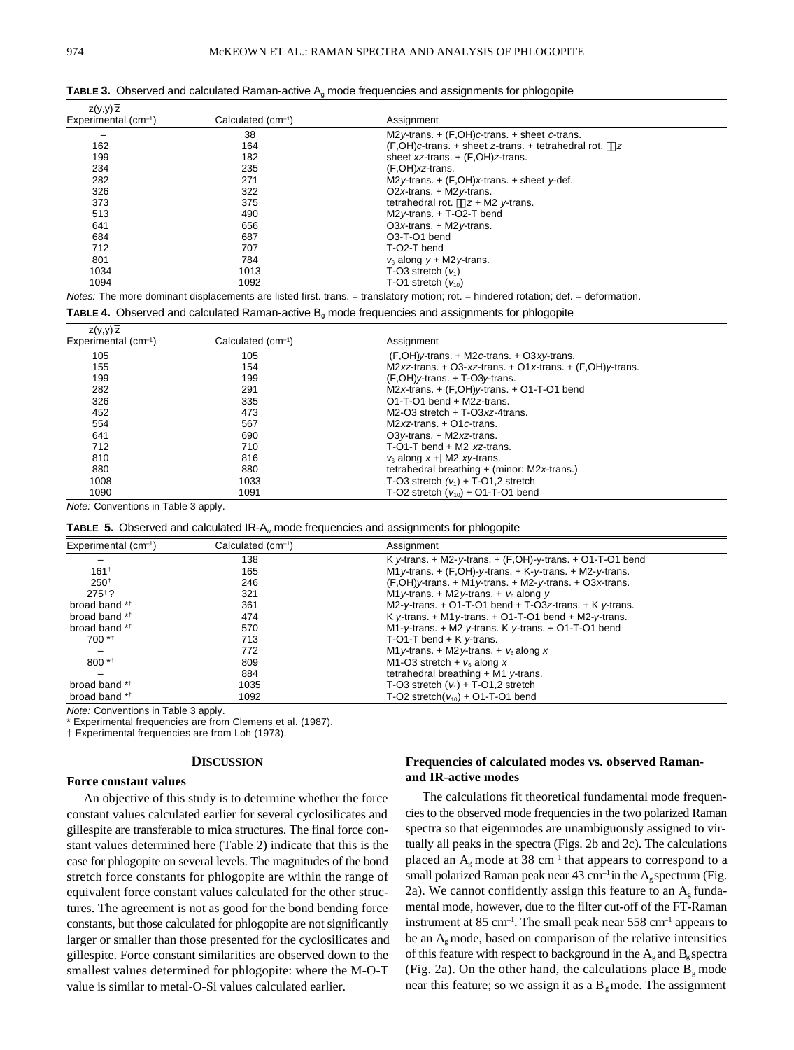**TABLE 3.** Observed and calculated Raman-active $A_g$ mode frequencies and assignments for phlogopite

| $z(y,y)\bar{z}$ Experimental (cm$^{-1}$) | Calculated (cm$^{-1}$) | Assignment |
|---|---|---|
| – | 38 | M2*y*-trans. + (F,OH)*c*-trans. + sheet *c*-trans. |
| 162 | 164 | (F,OH)*c*-trans. + sheet *z*-trans. + tetrahedral rot. ∥*z* |
| 199 | 182 | sheet *xz*-trans. + (F,OH)*z*-trans. |
| 234 | 235 | (F,OH)*xz*-trans. |
| 282 | 271 | M2*y*-trans. + (F,OH)*x*-trans. + sheet *y*-def. |
| 326 | 322 | O2*x*-trans. + M2*y*-trans. |
| 373 | 375 | tetrahedral rot. ∥*z* + M2 *y*-trans. |
| 513 | 490 | M2*y*-trans. + T-O2-T bend |
| 641 | 656 | O3*x*-trans. + M2*y*-trans. |
| 684 | 687 | O3-T-O1 bend |
| 712 | 707 | T-O2-T bend |
| 801 | 784 | $v_6$ along *y* + M2*y*-trans. |
| 1034 | 1013 | T-O3 stretch ($v_1$) |
| 1094 | 1092 | T-O1 stretch ($v_{10}$) |

*Notes:* The more dominant displacements are listed first. trans. = translatory motion; rot. = hindered rotation; def. = deformation.

**TABLE 4.** Observed and calculated Raman-active $B_g$ mode frequencies and assignments for phlogopite

| $z(y,y)\bar{z}$ Experimental (cm$^{-1}$) | Calculated (cm$^{-1}$) | Assignment |
|---|---|---|
| 105 | 105 | (F,OH)*y*-trans. + M2*c*-trans. + O3*xy*-trans. |
| 155 | 154 | M2*xz*-trans. + O3-*xz*-trans. + O1*x*-trans. + (F,OH)*y*-trans. |
| 199 | 199 | (F,OH)*y*-trans. + T-O3*y*-trans. |
| 282 | 291 | M2*x*-trans. + (F,OH)*y*-trans. + O1-T-O1 bend |
| 326 | 335 | O1-T-O1 bend + M2*z*-trans. |
| 452 | 473 | M2-O3 stretch + T-O3*xz*-4trans. |
| 554 | 567 | M2*xz*-trans. + O1*c*-trans. |
| 641 | 690 | O3*y*-trans. + M2*xz*-trans. |
| 712 | 710 | T-O1-T bend + M2 *xz*-trans. |
| 810 | 816 | $v_6$ along *x* +\| M2 *xy*-trans. |
| 880 | 880 | tetrahedral breathing + (minor: M2*x*-trans.) |
| 1008 | 1033 | T-O3 stretch ($v_1$) + T-O1,2 stretch |
| 1090 | 1091 | T-O2 stretch ($v_{10}$) + O1-T-O1 bend |

*Note:* Conventions in Table 3 apply.

**TABLE 5.** Observed and calculated IR-$A_u$ mode frequencies and assignments for phlogopite

| Experimental (cm$^{-1}$) | Calculated (cm$^{-1}$) | Assignment |
|---|---|---|
| – | 138 | K *y*-trans. + M2-*y*-trans. + (F,OH)-*y*-trans. + O1-T-O1 bend |
| 161† | 165 | M1*y*-trans. + (F,OH)-*y*-trans. + K-*y*-trans. + M2-*y*-trans. |
| 250† | 246 | (F,OH)*y*-trans. + M1*y*-trans. + M2-*y*-trans. + O3*x*-trans. |
| 275† ? | 321 | M1*y*-trans. + M2*y*-trans. + $v_6$ along *y* |
| broad band *† | 361 | M2-*y*-trans. + O1-T-O1 bend + T-O3*z*-trans. + K *y*-trans. |
| broad band *† | 474 | K *y*-trans. + M1*y*-trans. + O1-T-O1 bend + M2-*y*-trans. |
| broad band *† | 570 | M1-*y*-trans. + M2 *y*-trans. K *y*-trans. + O1-T-O1 bend |
| 700 *† | 713 | T-O1-T bend + K *y*-trans. |
| – | 772 | M1*y*-trans. + M2*y*-trans. + $v_6$ along *x* |
| 800 *† | 809 | M1-O3 stretch + $v_6$ along *x* |
| – | 884 | tetrahedral breathing + M1 *y*-trans. |
| broad band *† | 1035 | T-O3 stretch ($v_1$) + T-O1,2 stretch |
| broad band *† | 1092 | T-O2 stretch($v_{10}$) + O1-T-O1 bend |

*Note:* Conventions in Table 3 apply.
* Experimental frequencies are from Clemens et al. (1987).
† Experimental frequencies are from Loh (1973).

## DISCUSSION

### Force constant values

An objective of this study is to determine whether the force constant values calculated earlier for several cyclosilicates and gillespite are transferable to mica structures. The final force constant values determined here (Table 2) indicate that this is the case for phlogopite on several levels. The magnitudes of the bond stretch force constants for phlogopite are within the range of equivalent force constant values calculated for the other structures. The agreement is not as good for the bond bending force constants, but those calculated for phlogopite are not significantly larger or smaller than those presented for the cyclosilicates and gillespite. Force constant similarities are observed down to the smallest values determined for phlogopite: where the M-O-T value is similar to metal-O-Si values calculated earlier.

### Frequencies of calculated modes vs. observed Raman- and IR-active modes

The calculations fit theoretical fundamental mode frequencies to the observed mode frequencies in the two polarized Raman spectra so that eigenmodes are unambiguously assigned to virtually all peaks in the spectra (Figs. 2b and 2c). The calculations placed an $A_g$ mode at 38 cm$^{-1}$ that appears to correspond to a small polarized Raman peak near 43 cm$^{-1}$ in the $A_g$ spectrum (Fig. 2a). We cannot confidently assign this feature to an $A_g$ fundamental mode, however, due to the filter cut-off of the FT-Raman instrument at 85 cm$^{-1}$. The small peak near 558 cm$^{-1}$ appears to be an $A_g$ mode, based on comparison of the relative intensities of this feature with respect to background in the $A_g$ and $B_g$ spectra (Fig. 2a). On the other hand, the calculations place $B_g$ mode near this feature; so we assign it as a $B_g$ mode. The assignment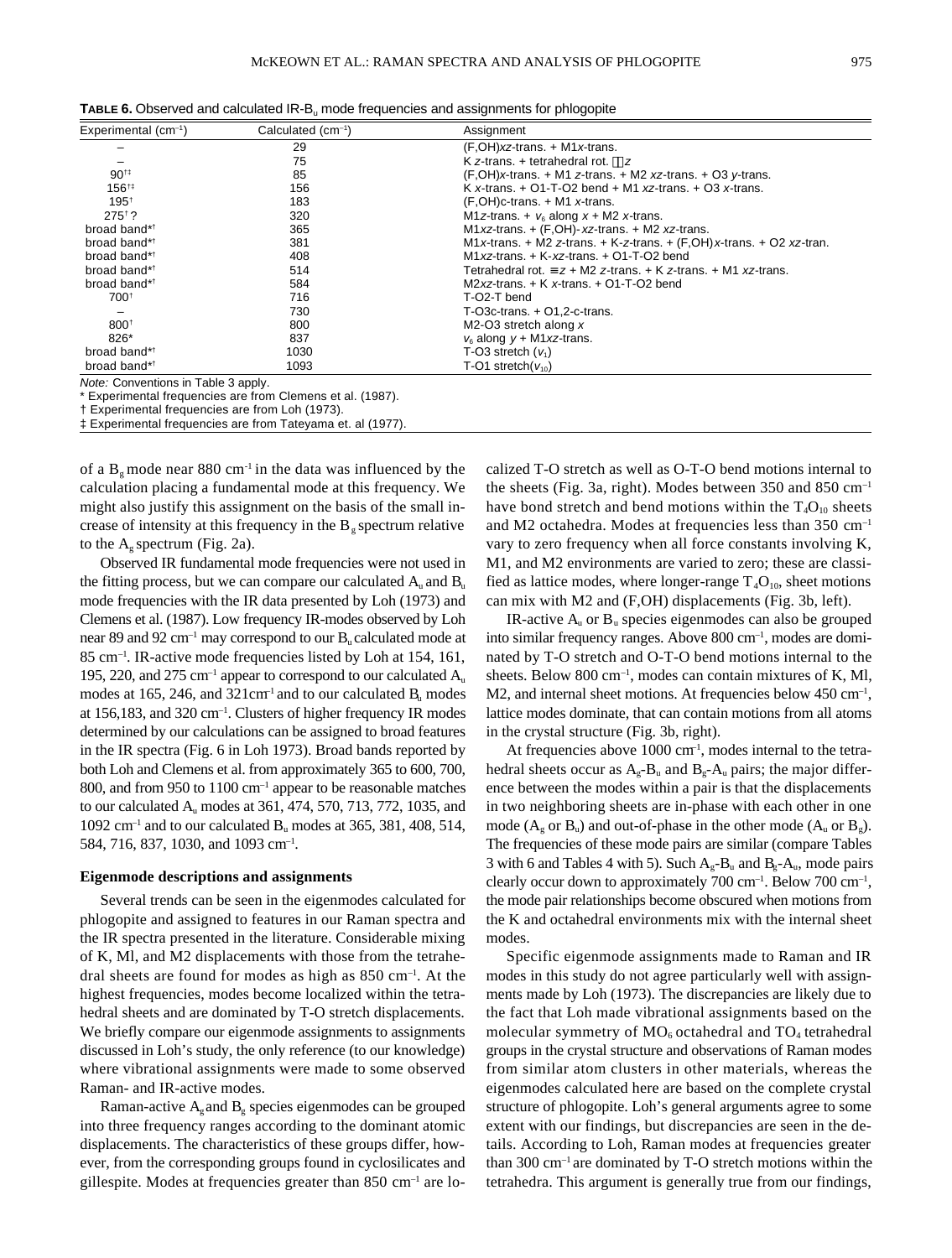**TABLE 6.** Observed and calculated IR-$B_u$ mode frequencies and assignments for phlogopite

| Experimental ($cm^{-1}$) | Calculated ($cm^{-1}$) | Assignment |
|---|---|---|
| – | 29 | (F,OH)*xz*-trans. + M1*x*-trans. |
| – | 75 | K *z*-trans. + tetrahedral rot. ∥*z* |
| 90†‡ | 85 | (F,OH)*x*-trans. + M1 *z*-trans. + M2 *xz*-trans. + O3 *y*-trans. |
| 156†‡ | 156 | K *x*-trans. + O1-T-O2 bend + M1 *xz*-trans. + O3 *x*-trans. |
| 195† | 183 | (F,OH)c-trans. + M1 *x*-trans. |
| 275† ? | 320 | M1*z*-trans. + $v_6$ along *x* + M2 *x*-trans. |
| broad band*† | 365 | M1*xz*-trans. + (F,OH)- *xz*-trans. + M2 *xz*-trans. |
| broad band*† | 381 | M1*x*-trans. + M2 *z*-trans. + K-*z*-trans. + (F,OH)*x*-trans. + O2 *xz*-tran. |
| broad band*† | 408 | M1*xz*-trans. + K-*xz*-trans. + O1-T-O2 bend |
| broad band*† | 514 | Tetrahedral rot. ≡*z* + M2 *z*-trans. + K *z*-trans. + M1 *xz*-trans. |
| broad band*† | 584 | M2*xz*-trans. + K *x*-trans. + O1-T-O2 bend |
| 700† | 716 | T-O2-T bend |
| – | 730 | T-O3c-trans. + O1,2-c-trans. |
| 800† | 800 | M2-O3 stretch along *x* |
| 826* | 837 | $v_6$ along *y* + M1*xz*-trans. |
| broad band*† | 1030 | T-O3 stretch ($v_1$) |
| broad band*† | 1093 | T-O1 stretch($v_{10}$) |

*Note:* Conventions in Table 3 apply.
\* Experimental frequencies are from Clemens et al. (1987).
† Experimental frequencies are from Loh (1973).
‡ Experimental frequencies are from Tateyama et. al (1977).

of a $B_g$ mode near 880 $cm^{-1}$ in the data was influenced by the calculation placing a fundamental mode at this frequency. We might also justify this assignment on the basis of the small increase of intensity at this frequency in the $B_g$ spectrum relative to the $A_g$ spectrum (Fig. 2a).

Observed IR fundamental mode frequencies were not used in the fitting process, but we can compare our calculated $A_u$ and $B_u$ mode frequencies with the IR data presented by Loh (1973) and Clemens et al. (1987). Low frequency IR-modes observed by Loh near 89 and 92 $cm^{-1}$ may correspond to our $B_u$ calculated mode at 85 $cm^{-1}$. IR-active mode frequencies listed by Loh at 154, 161, 195, 220, and 275 $cm^{-1}$ appear to correspond to our calculated $A_u$ modes at 165, 246, and 321 $cm^{-1}$ and to our calculated $B_u$ modes at 156,183, and 320 $cm^{-1}$. Clusters of higher frequency IR modes determined by our calculations can be assigned to broad features in the IR spectra (Fig. 6 in Loh 1973). Broad bands reported by both Loh and Clemens et al. from approximately 365 to 600, 700, 800, and from 950 to 1100 $cm^{-1}$ appear to be reasonable matches to our calculated $A_u$ modes at 361, 474, 570, 713, 772, 1035, and 1092 $cm^{-1}$ and to our calculated $B_u$ modes at 365, 381, 408, 514, 584, 716, 837, 1030, and 1093 $cm^{-1}$.

### Eigenmode descriptions and assignments

Several trends can be seen in the eigenmodes calculated for phlogopite and assigned to features in our Raman spectra and the IR spectra presented in the literature. Considerable mixing of K, Ml, and M2 displacements with those from the tetrahedral sheets are found for modes as high as 850 $cm^{-1}$. At the highest frequencies, modes become localized within the tetrahedral sheets and are dominated by T-O stretch displacements. We briefly compare our eigenmode assignments to assignments discussed in Loh's study, the only reference (to our knowledge) where vibrational assignments were made to some observed Raman- and IR-active modes.

Raman-active $A_g$ and $B_g$ species eigenmodes can be grouped into three frequency ranges according to the dominant atomic displacements. The characteristics of these groups differ, however, from the corresponding groups found in cyclosilicates and gillespite. Modes at frequencies greater than 850 $cm^{-1}$ are localized T-O stretch as well as O-T-O bend motions internal to the sheets (Fig. 3a, right). Modes between 350 and 850 $cm^{-1}$ have bond stretch and bend motions within the $T_4O_{10}$ sheets and M2 octahedra. Modes at frequencies less than 350 $cm^{-1}$ vary to zero frequency when all force constants involving K, M1, and M2 environments are varied to zero; these are classified as lattice modes, where longer-range $T_4O_{10}$, sheet motions can mix with M2 and (F,OH) displacements (Fig. 3b, left).

IR-active $A_u$ or $B_u$ species eigenmodes can also be grouped into similar frequency ranges. Above 800 $cm^{-1}$, modes are dominated by T-O stretch and O-T-O bend motions internal to the sheets. Below 800 $cm^{-1}$, modes can contain mixtures of K, Ml, M2, and internal sheet motions. At frequencies below 450 $cm^{-1}$, lattice modes dominate, that can contain motions from all atoms in the crystal structure (Fig. 3b, right).

At frequencies above 1000 $cm^{-1}$, modes internal to the tetrahedral sheets occur as $A_g$-$B_u$ and $B_g$-$A_u$ pairs; the major difference between the modes within a pair is that the displacements in two neighboring sheets are in-phase with each other in one mode ($A_g$ or $B_u$) and out-of-phase in the other mode ($A_u$ or $B_g$). The frequencies of these mode pairs are similar (compare Tables 3 with 6 and Tables 4 with 5). Such $A_g$-$B_u$ and $B_g$-$A_u$, mode pairs clearly occur down to approximately 700 $cm^{-1}$. Below 700 $cm^{-1}$, the mode pair relationships become obscured when motions from the K and octahedral environments mix with the internal sheet modes.

Specific eigenmode assignments made to Raman and IR modes in this study do not agree particularly well with assignments made by Loh (1973). The discrepancies are likely due to the fact that Loh made vibrational assignments based on the molecular symmetry of $MO_6$ octahedral and $TO_4$ tetrahedral groups in the crystal structure and observations of Raman modes from similar atom clusters in other materials, whereas the eigenmodes calculated here are based on the complete crystal structure of phlogopite. Loh's general arguments agree to some extent with our findings, but discrepancies are seen in the details. According to Loh, Raman modes at frequencies greater than 300 $cm^{-1}$ are dominated by T-O stretch motions within the tetrahedra. This argument is generally true from our findings,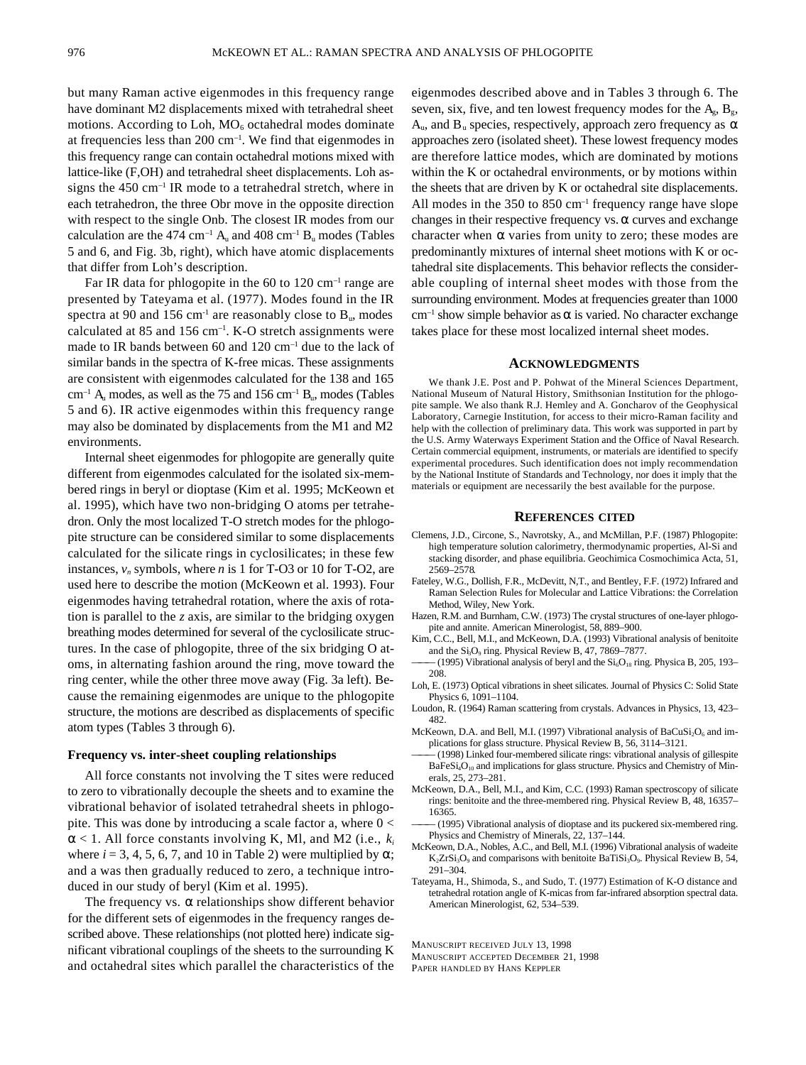but many Raman active eigenmodes in this frequency range have dominant M2 displacements mixed with tetrahedral sheet motions. According to Loh, $MO_6$ octahedral modes dominate at frequencies less than 200 cm$^{-1}$. We find that eigenmodes in this frequency range can contain octahedral motions mixed with lattice-like (F,OH) and tetrahedral sheet displacements. Loh assigns the 450 cm$^{-1}$ IR mode to a tetrahedral stretch, where in each tetrahedron, the three Obr move in the opposite direction with respect to the single Onb. The closest IR modes from our calculation are the 474 cm$^{-1}$ $A_u$ and 408 cm$^{-1}$ $B_u$ modes (Tables 5 and 6, and Fig. 3b, right), which have atomic displacements that differ from Loh's description.

Far IR data for phlogopite in the 60 to 120 cm$^{-1}$ range are presented by Tateyama et al. (1977). Modes found in the IR spectra at 90 and 156 cm$^{-1}$ are reasonably close to $B_u$, modes calculated at 85 and 156 cm$^{-1}$. K-O stretch assignments were made to IR bands between 60 and 120 cm$^{-1}$ due to the lack of similar bands in the spectra of K-free micas. These assignments are consistent with eigenmodes calculated for the 138 and 165 cm$^{-1}$ $A_u$ modes, as well as the 75 and 156 cm$^{-1}$ $B_u$, modes (Tables 5 and 6). IR active eigenmodes within this frequency range may also be dominated by displacements from the M1 and M2 environments.

Internal sheet eigenmodes for phlogopite are generally quite different from eigenmodes calculated for the isolated six-membered rings in beryl or dioptase (Kim et al. 1995; McKeown et al. 1995), which have two non-bridging O atoms per tetrahedron. Only the most localized T-O stretch modes for the phlogopite structure can be considered similar to some displacements calculated for the silicate rings in cyclosilicates; in these few instances, $v_n$ symbols, where $n$ is 1 for T-O3 or 10 for T-O2, are used here to describe the motion (McKeown et al. 1993). Four eigenmodes having tetrahedral rotation, where the axis of rotation is parallel to the $z$ axis, are similar to the bridging oxygen breathing modes determined for several of the cyclosilicate structures. In the case of phlogopite, three of the six bridging O atoms, in alternating fashion around the ring, move toward the ring center, while the other three move away (Fig. 3a left). Because the remaining eigenmodes are unique to the phlogopite structure, the motions are described as displacements of specific atom types (Tables 3 through 6).

### Frequency vs. inter-sheet coupling relationships

All force constants not involving the T sites were reduced to zero to vibrationally decouple the sheets and to examine the vibrational behavior of isolated tetrahedral sheets in phlogopite. This was done by introducing a scale factor a, where $0 < \alpha < 1$. All force constants involving K, Ml, and M2 (i.e., $k_i$ where $i$ = 3, 4, 5, 6, 7, and 10 in Table 2) were multiplied by $\alpha$; and a was then gradually reduced to zero, a technique introduced in our study of beryl (Kim et al. 1995).

The frequency vs. $\alpha$ relationships show different behavior for the different sets of eigenmodes in the frequency ranges described above. These relationships (not plotted here) indicate significant vibrational couplings of the sheets to the surrounding K and octahedral sites which parallel the characteristics of the eigenmodes described above and in Tables 3 through 6. The seven, six, five, and ten lowest frequency modes for the $A_g$, $B_g$, $A_u$, and $B_u$ species, respectively, approach zero frequency as $\alpha$ approaches zero (isolated sheet). These lowest frequency modes are therefore lattice modes, which are dominated by motions within the K or octahedral environments, or by motions within the sheets that are driven by K or octahedral site displacements. All modes in the 350 to 850 cm$^{-1}$ frequency range have slope changes in their respective frequency vs. $\alpha$ curves and exchange character when $\alpha$ varies from unity to zero; these modes are predominantly mixtures of internal sheet motions with K or octahedral site displacements. This behavior reflects the considerable coupling of internal sheet modes with those from the surrounding environment. Modes at frequencies greater than 1000 cm$^{-1}$ show simple behavior as $\alpha$ is varied. No character exchange takes place for these most localized internal sheet modes.

## Acknowledgments

We thank J.E. Post and P. Pohwat of the Mineral Sciences Department, National Museum of Natural History, Smithsonian Institution for the phlogopite sample. We also thank R.J. Hemley and A. Goncharov of the Geophysical Laboratory, Carnegie Institution, for access to their micro-Raman facility and help with the collection of preliminary data. This work was supported in part by the U.S. Army Waterways Experiment Station and the Office of Naval Research. Certain commercial equipment, instruments, or materials are identified to specify experimental procedures. Such identification does not imply recommendation by the National Institute of Standards and Technology, nor does it imply that the materials or equipment are necessarily the best available for the purpose.

## References cited

Clemens, J.D., Circone, S., Navrotsky, A., and McMillan, P.F. (1987) Phlogopite: high temperature solution calorimetry, thermodynamic properties, Al-Si and stacking disorder, and phase equilibria. Geochimica Cosmochimica Acta, 51, 2569–2578.

Fateley, W.G., Dollish, F.R., McDevitt, N,T., and Bentley, F.F. (1972) Infrared and Raman Selection Rules for Molecular and Lattice Vibrations: the Correlation Method, Wiley, New York.

Hazen, R.M. and Burnham, C.W. (1973) The crystal structures of one-layer phlogopite and annite. American Mineralogist, 58, 889–900.

Kim, C.C., Bell, M.I., and McKeown, D.A. (1993) Vibrational analysis of benitoite and the $Si_3O_9$ ring. Physical Review B, 47, 7869–7877.

——— (1995) Vibrational analysis of beryl and the $Si_6O_{18}$ ring. Physica B, 205, 193–208.

Loh, E. (1973) Optical vibrations in sheet silicates. Journal of Physics C: Solid State Physics 6, 1091–1104.

Loudon, R. (1964) Raman scattering from crystals. Advances in Physics, 13, 423–482.

McKeown, D.A. and Bell, M.I. (1997) Vibrational analysis of $BaCuSi_2O_6$ and implications for glass structure. Physical Review B, 56, 3114–3121.

——— (1998) Linked four-membered silicate rings: vibrational analysis of gillespite $BaFeSi_4O_{10}$ and implications for glass structure. Physics and Chemistry of Minerals, 25, 273–281.

McKeown, D.A., Bell, M.I., and Kim, C.C. (1993) Raman spectroscopy of silicate rings: benitoite and the three-membered ring. Physical Review B, 48, 16357–16365.

——— (1995) Vibrational analysis of dioptase and its puckered six-membered ring. Physics and Chemistry of Minerals, 22, 137–144.

McKeown, D.A., Nobles, A.C., and Bell, M.I. (1996) Vibrational analysis of wadeite $K_2ZrSi_3O_9$ and comparisons with benitoite $BaTiSi_3O_9$. Physical Review B, 54, 291–304.

Tateyama, H., Shimoda, S., and Sudo, T. (1977) Estimation of K-O distance and tetrahedral rotation angle of K-micas from far-infrared absorption spectral data. American Mineralogist, 62, 534–539.

Manuscript received July 13, 1998
Manuscript accepted December 21, 1998
Paper handled by Hans Keppler